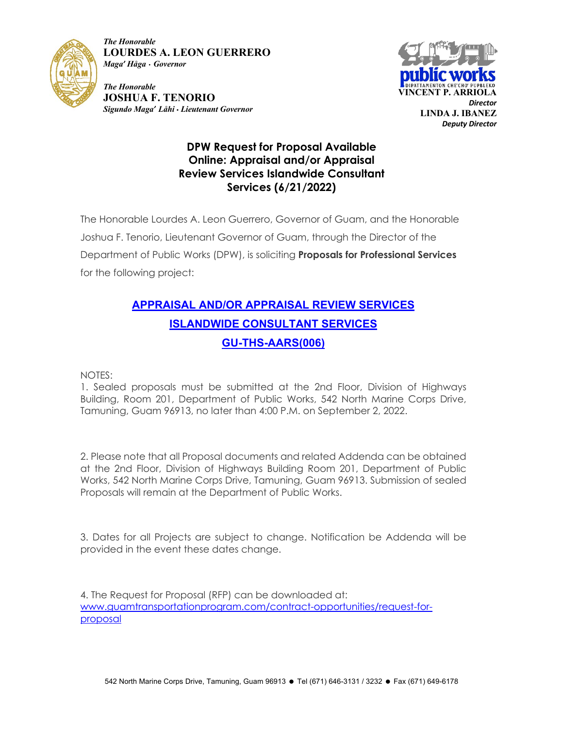*The Honorable*
**LOURDES A. LEON GUERRERO**
*Maga′ Håga · Governor*

*The Honorable*
**JOSHUA F. TENORIO**
*Sigundo Maga′ Låhi · Lieutenant Governor*

public works
DIPATTAMENTON CHE'CHO' PUPBLEKO
**VINCENT P. ARRIOLA**
***Director***
**LINDA J. IBANEZ**
***Deputy Director***

## DPW Request for Proposal Available Online: Appraisal and/or Appraisal Review Services Islandwide Consultant Services (6/21/2022)

The Honorable Lourdes A. Leon Guerrero, Governor of Guam, and the Honorable Joshua F. Tenorio, Lieutenant Governor of Guam, through the Director of the Department of Public Works (DPW), is soliciting **Proposals for Professional Services** for the following project:

**APPRAISAL AND/OR APPRAISAL REVIEW SERVICES**

**ISLANDWIDE CONSULTANT SERVICES**

**GU-THS-AARS(006)**

NOTES:

1. Sealed proposals must be submitted at the 2nd Floor, Division of Highways Building, Room 201, Department of Public Works, 542 North Marine Corps Drive, Tamuning, Guam 96913, no later than 4:00 P.M. on September 2, 2022.

2. Please note that all Proposal documents and related Addenda can be obtained at the 2nd Floor, Division of Highways Building Room 201, Department of Public Works, 542 North Marine Corps Drive, Tamuning, Guam 96913. Submission of sealed Proposals will remain at the Department of Public Works.

3. Dates for all Projects are subject to change. Notification be Addenda will be provided in the event these dates change.

4. The Request for Proposal (RFP) can be downloaded at: www.guamtransportationprogram.com/contract-opportunities/request-for-proposal

542 North Marine Corps Drive, Tamuning, Guam 96913 ● Tel (671) 646-3131 / 3232 ● Fax (671) 649-6178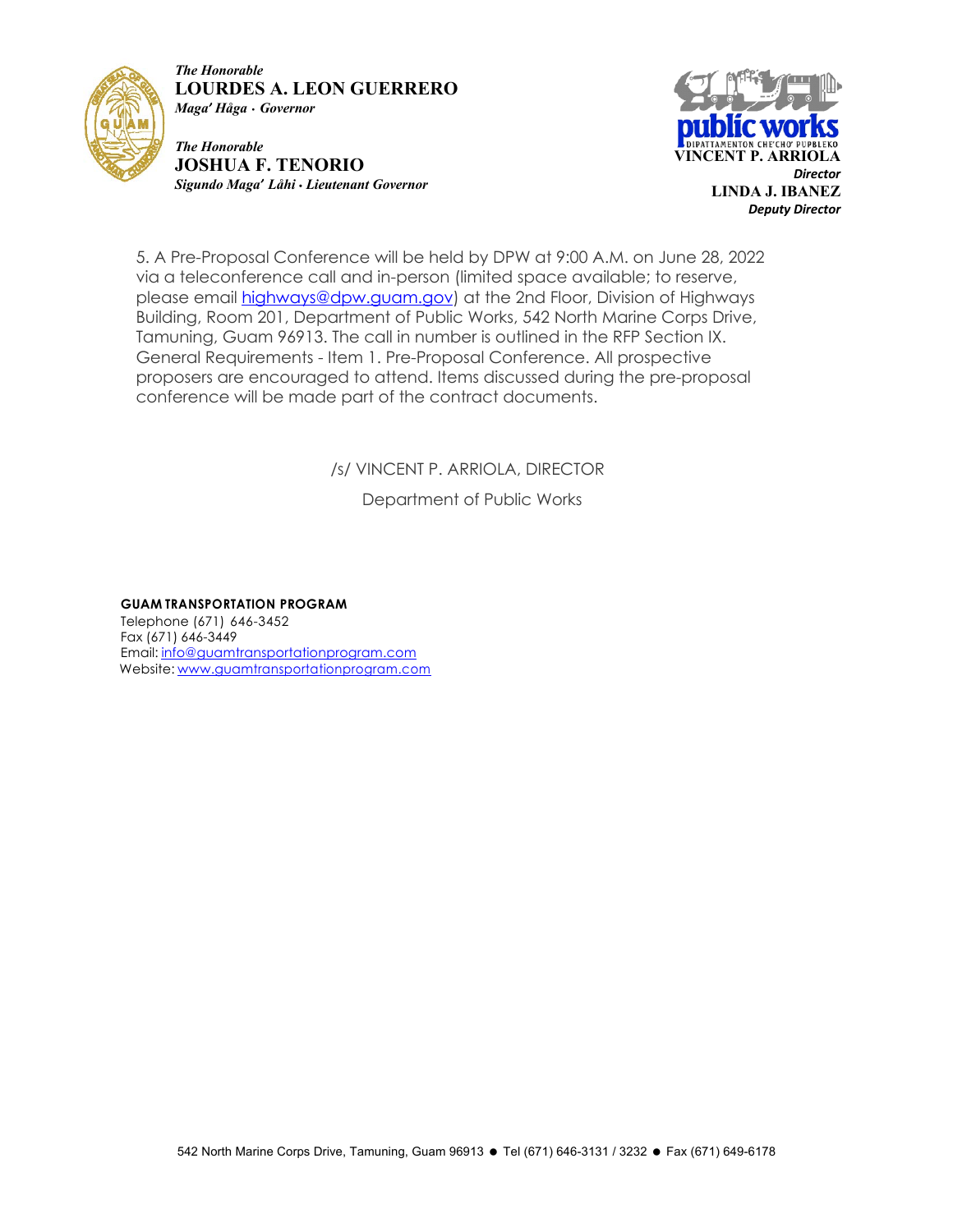*The Honorable*
**LOURDES A. LEON GUERRERO**
*Maga' Håga · Governor*

*The Honorable*
**JOSHUA F. TENORIO**
*Sigundo Maga' Låhi · Lieutenant Governor*

**VINCENT P. ARRIOLA**
***Director***
**LINDA J. IBANEZ**
***Deputy Director***

5. A Pre-Proposal Conference will be held by DPW at 9:00 A.M. on June 28, 2022 via a teleconference call and in-person (limited space available; to reserve, please email highways@dpw.guam.gov) at the 2nd Floor, Division of Highways Building, Room 201, Department of Public Works, 542 North Marine Corps Drive, Tamuning, Guam 96913. The call in number is outlined in the RFP Section IX. General Requirements - Item 1. Pre-Proposal Conference. All prospective proposers are encouraged to attend. Items discussed during the pre-proposal conference will be made part of the contract documents.

/s/ VINCENT P. ARRIOLA, DIRECTOR

Department of Public Works

**GUAM TRANSPORTATION PROGRAM**
Telephone (671) 646-3452
Fax (671) 646-3449
Email: info@guamtransportationprogram.com
Website: www.guamtransportationprogram.com